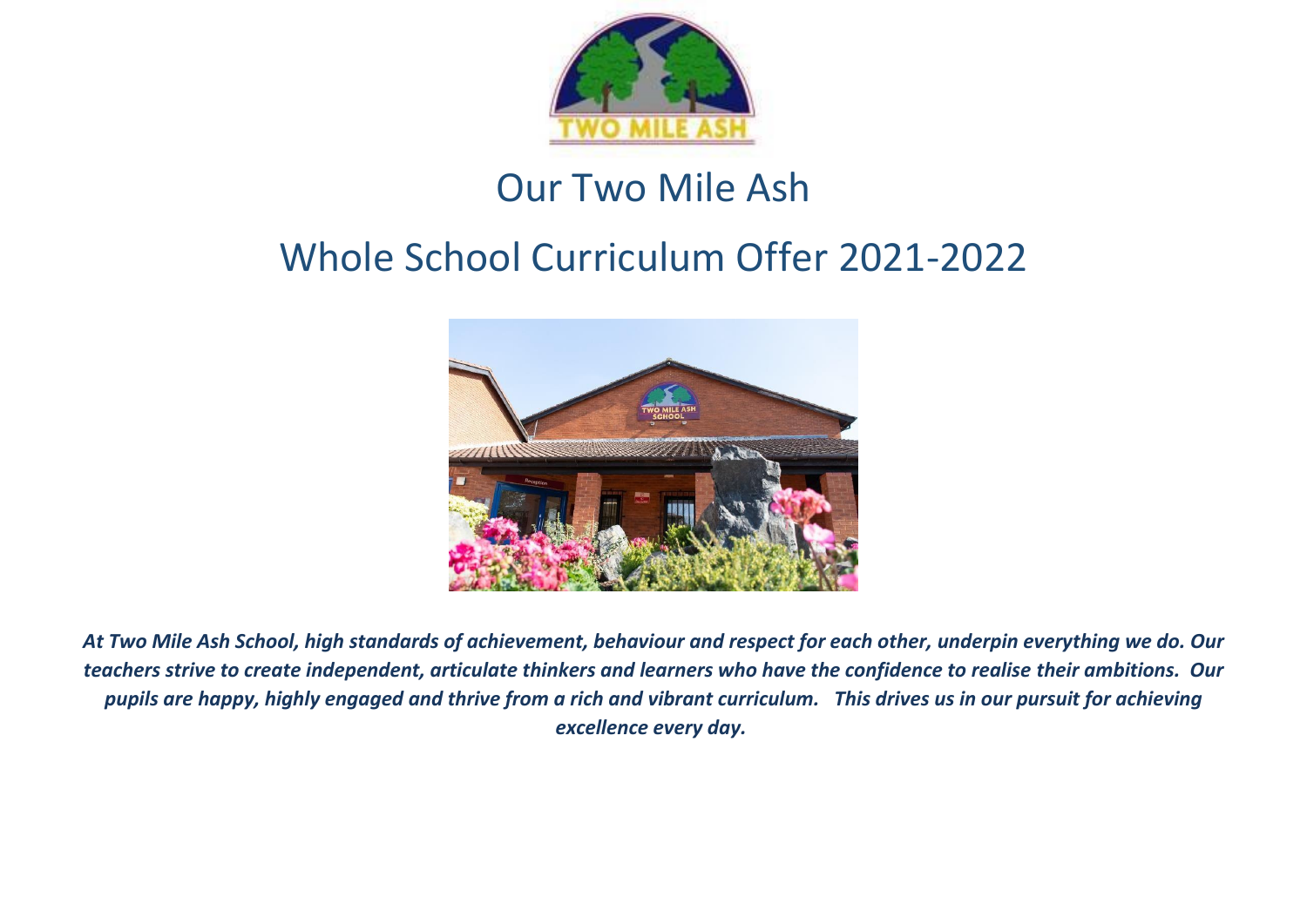# Our Two Mile Ash

# Whole School Curriculum Offer 2021-2022

***At Two Mile Ash School, high standards of achievement, behaviour and respect for each other, underpin everything we do. Our teachers strive to create independent, articulate thinkers and learners who have the confidence to realise their ambitions. Our pupils are happy, highly engaged and thrive from a rich and vibrant curriculum. This drives us in our pursuit for achieving excellence every day.***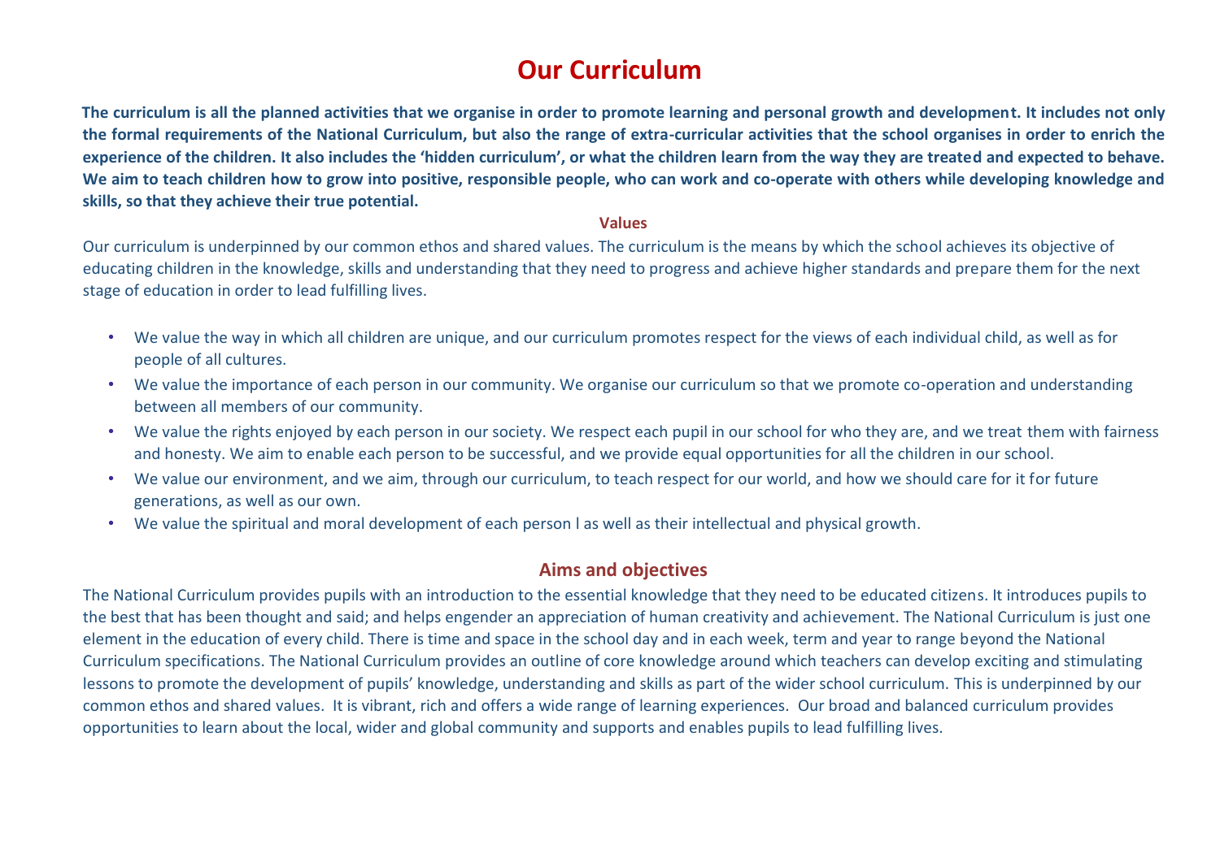# Our Curriculum

**The curriculum is all the planned activities that we organise in order to promote learning and personal growth and development. It includes not only the formal requirements of the National Curriculum, but also the range of extra-curricular activities that the school organises in order to enrich the experience of the children. It also includes the 'hidden curriculum', or what the children learn from the way they are treated and expected to behave. We aim to teach children how to grow into positive, responsible people, who can work and co-operate with others while developing knowledge and skills, so that they achieve their true potential.**

### Values

Our curriculum is underpinned by our common ethos and shared values. The curriculum is the means by which the school achieves its objective of educating children in the knowledge, skills and understanding that they need to progress and achieve higher standards and prepare them for the next stage of education in order to lead fulfilling lives.

- We value the way in which all children are unique, and our curriculum promotes respect for the views of each individual child, as well as for people of all cultures.
- We value the importance of each person in our community. We organise our curriculum so that we promote co-operation and understanding between all members of our community.
- We value the rights enjoyed by each person in our society. We respect each pupil in our school for who they are, and we treat them with fairness and honesty. We aim to enable each person to be successful, and we provide equal opportunities for all the children in our school.
- We value our environment, and we aim, through our curriculum, to teach respect for our world, and how we should care for it for future generations, as well as our own.
- We value the spiritual and moral development of each person l as well as their intellectual and physical growth.

## Aims and objectives

The National Curriculum provides pupils with an introduction to the essential knowledge that they need to be educated citizens. It introduces pupils to the best that has been thought and said; and helps engender an appreciation of human creativity and achievement. The National Curriculum is just one element in the education of every child. There is time and space in the school day and in each week, term and year to range beyond the National Curriculum specifications. The National Curriculum provides an outline of core knowledge around which teachers can develop exciting and stimulating lessons to promote the development of pupils' knowledge, understanding and skills as part of the wider school curriculum. This is underpinned by our common ethos and shared values. It is vibrant, rich and offers a wide range of learning experiences. Our broad and balanced curriculum provides opportunities to learn about the local, wider and global community and supports and enables pupils to lead fulfilling lives.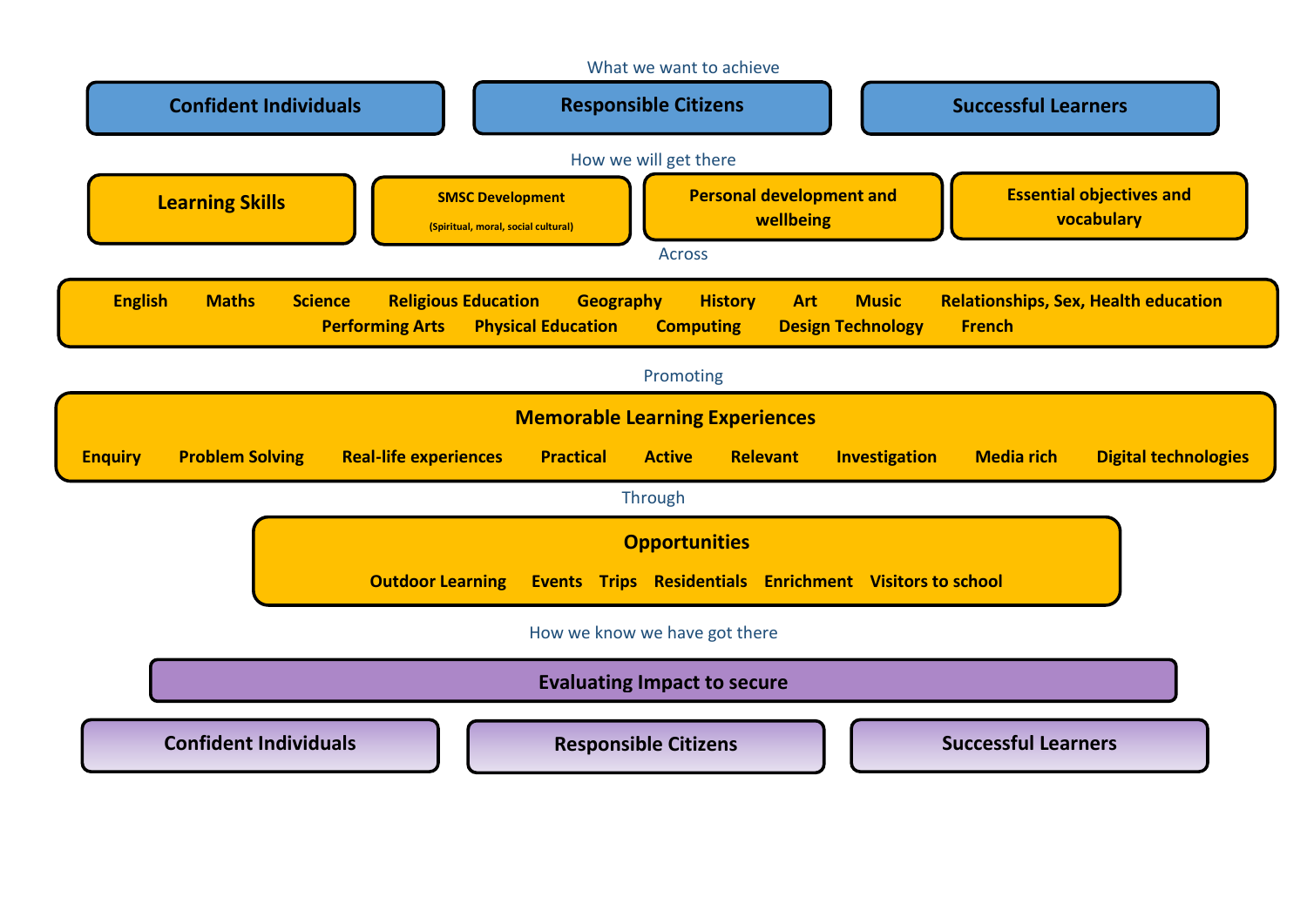What we want to achieve

**Confident Individuals** | **Responsible Citizens** | **Successful Learners**

How we will get there

**Learning Skills** | **SMSC Development** (Spiritual, moral, social cultural) | **Personal development and wellbeing** | **Essential objectives and vocabulary**

Across

**English** | **Maths** | **Science** | **Religious Education** | **Geography** | **History** | **Art** | **Music** | **Relationships, Sex, Health education** | **Performing Arts** | **Physical Education** | **Computing** | **Design Technology** | **French**

Promoting

**Memorable Learning Experiences**

**Enquiry** | **Problem Solving** | **Real-life experiences** | **Practical** | **Active** | **Relevant** | **Investigation** | **Media rich** | **Digital technologies**

Through

**Opportunities**

**Outdoor Learning** | **Events** | **Trips** | **Residentials** | **Enrichment** | **Visitors to school**

How we know we have got there

**Evaluating Impact to secure**

**Confident Individuals** | **Responsible Citizens** | **Successful Learners**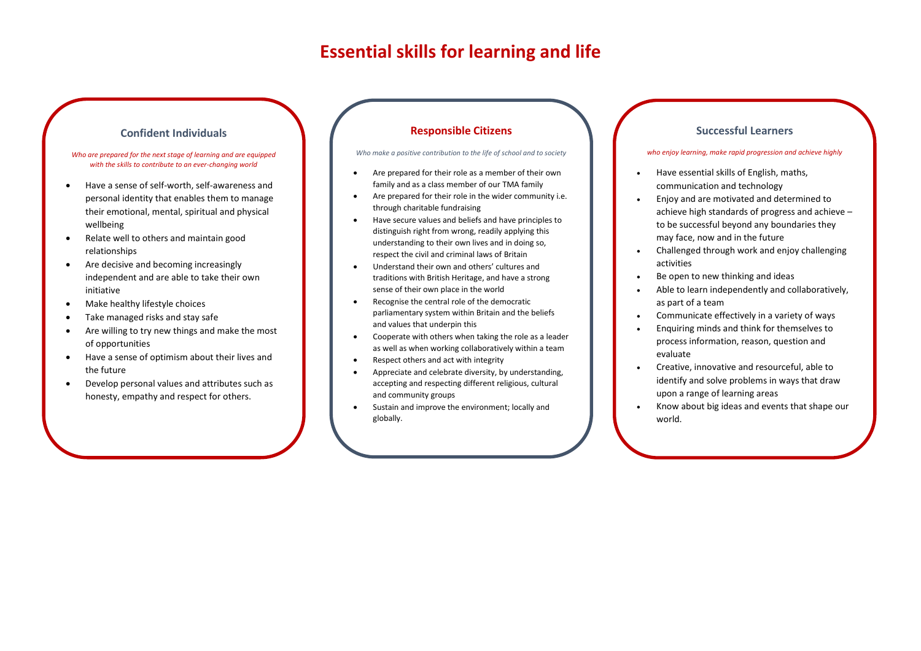# Essential skills for learning and life

## Confident Individuals

*Who are prepared for the next stage of learning and are equipped with the skills to contribute to an ever-changing world*

- Have a sense of self-worth, self-awareness and personal identity that enables them to manage their emotional, mental, spiritual and physical wellbeing
- Relate well to others and maintain good relationships
- Are decisive and becoming increasingly independent and are able to take their own initiative
- Make healthy lifestyle choices
- Take managed risks and stay safe
- Are willing to try new things and make the most of opportunities
- Have a sense of optimism about their lives and the future
- Develop personal values and attributes such as honesty, empathy and respect for others.

## Responsible Citizens

*Who make a positive contribution to the life of school and to society*

- Are prepared for their role as a member of their own family and as a class member of our TMA family
- Are prepared for their role in the wider community i.e. through charitable fundraising
- Have secure values and beliefs and have principles to distinguish right from wrong, readily applying this understanding to their own lives and in doing so, respect the civil and criminal laws of Britain
- Understand their own and others' cultures and traditions with British Heritage, and have a strong sense of their own place in the world
- Recognise the central role of the democratic parliamentary system within Britain and the beliefs and values that underpin this
- Cooperate with others when taking the role as a leader as well as when working collaboratively within a team
- Respect others and act with integrity
- Appreciate and celebrate diversity, by understanding, accepting and respecting different religious, cultural and community groups
- Sustain and improve the environment; locally and globally.

## Successful Learners

*who enjoy learning, make rapid progression and achieve highly*

- Have essential skills of English, maths, communication and technology
- Enjoy and are motivated and determined to achieve high standards of progress and achieve – to be successful beyond any boundaries they may face, now and in the future
- Challenged through work and enjoy challenging activities
- Be open to new thinking and ideas
- Able to learn independently and collaboratively, as part of a team
- Communicate effectively in a variety of ways
- Enquiring minds and think for themselves to process information, reason, question and evaluate
- Creative, innovative and resourceful, able to identify and solve problems in ways that draw upon a range of learning areas
- Know about big ideas and events that shape our world.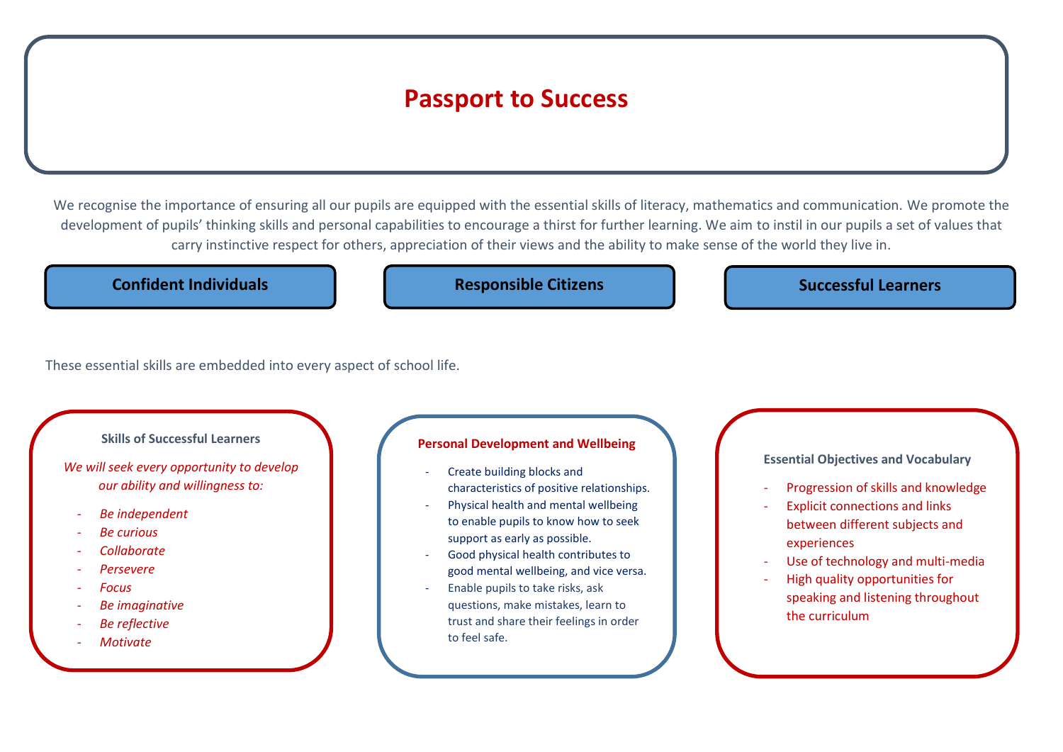# Passport to Success

We recognise the importance of ensuring all our pupils are equipped with the essential skills of literacy, mathematics and communication. We promote the development of pupils' thinking skills and personal capabilities to encourage a thirst for further learning. We aim to instil in our pupils a set of values that carry instinctive respect for others, appreciation of their views and the ability to make sense of the world they live in.

**Confident Individuals**

**Responsible Citizens**

**Successful Learners**

These essential skills are embedded into every aspect of school life.

### Skills of Successful Learners

*We will seek every opportunity to develop our ability and willingness to:*

- *Be independent*
- *Be curious*
- *Collaborate*
- *Persevere*
- *Focus*
- *Be imaginative*
- *Be reflective*
- *Motivate*

### Personal Development and Wellbeing

- Create building blocks and characteristics of positive relationships.
- Physical health and mental wellbeing to enable pupils to know how to seek support as early as possible.
- Good physical health contributes to good mental wellbeing, and vice versa.
- Enable pupils to take risks, ask questions, make mistakes, learn to trust and share their feelings in order to feel safe.

### Essential Objectives and Vocabulary

- Progression of skills and knowledge
- Explicit connections and links between different subjects and experiences
- Use of technology and multi-media
- High quality opportunities for speaking and listening throughout the curriculum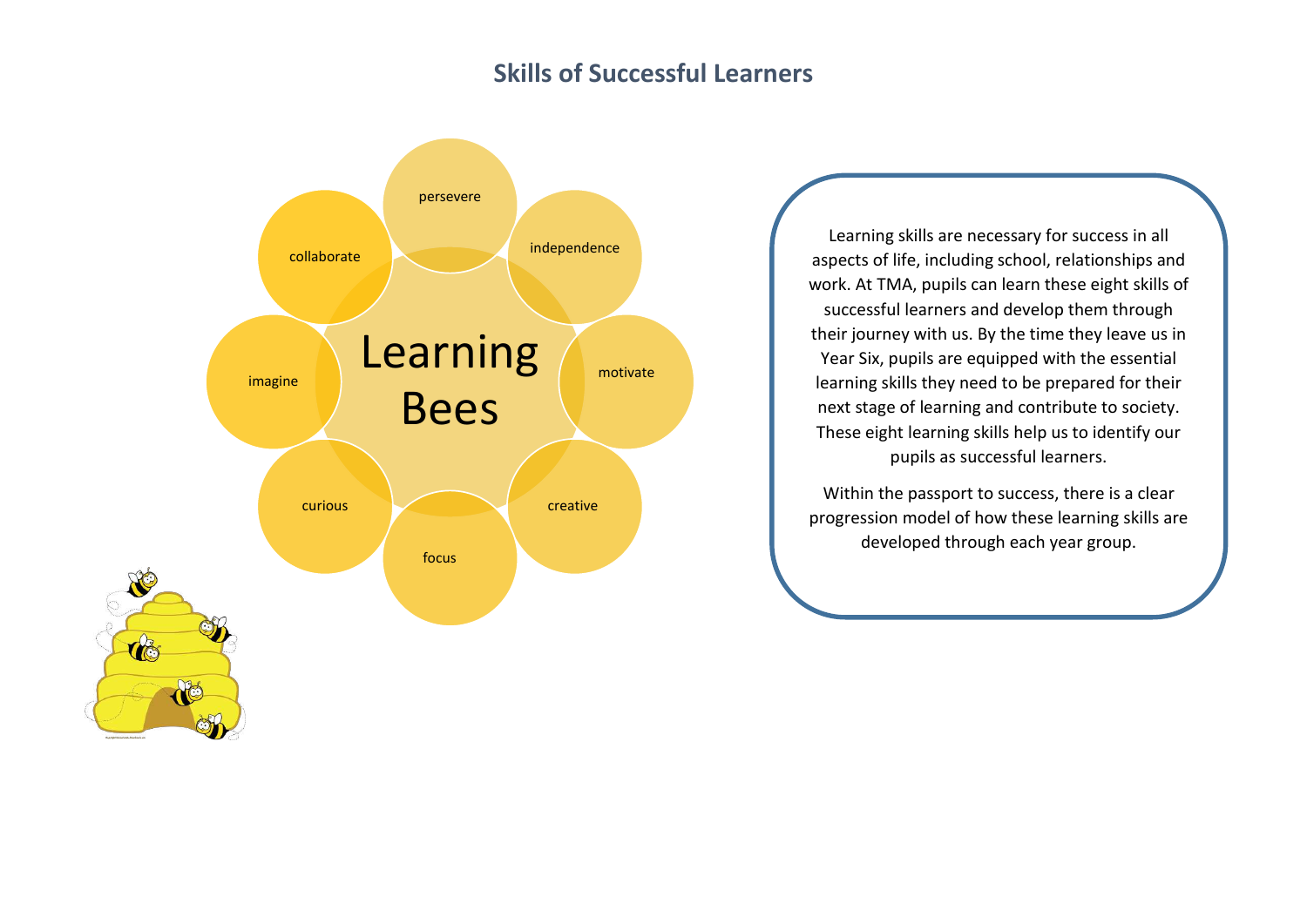## Skills of Successful Learners

**Learning Bees**

- persevere
- independence
- motivate
- creative
- focus
- curious
- imagine
- collaborate

Learning skills are necessary for success in all aspects of life, including school, relationships and work. At TMA, pupils can learn these eight skills of successful learners and develop them through their journey with us. By the time they leave us in Year Six, pupils are equipped with the essential learning skills they need to be prepared for their next stage of learning and contribute to society. These eight learning skills help us to identify our pupils as successful learners.

Within the passport to success, there is a clear progression model of how these learning skills are developed through each year group.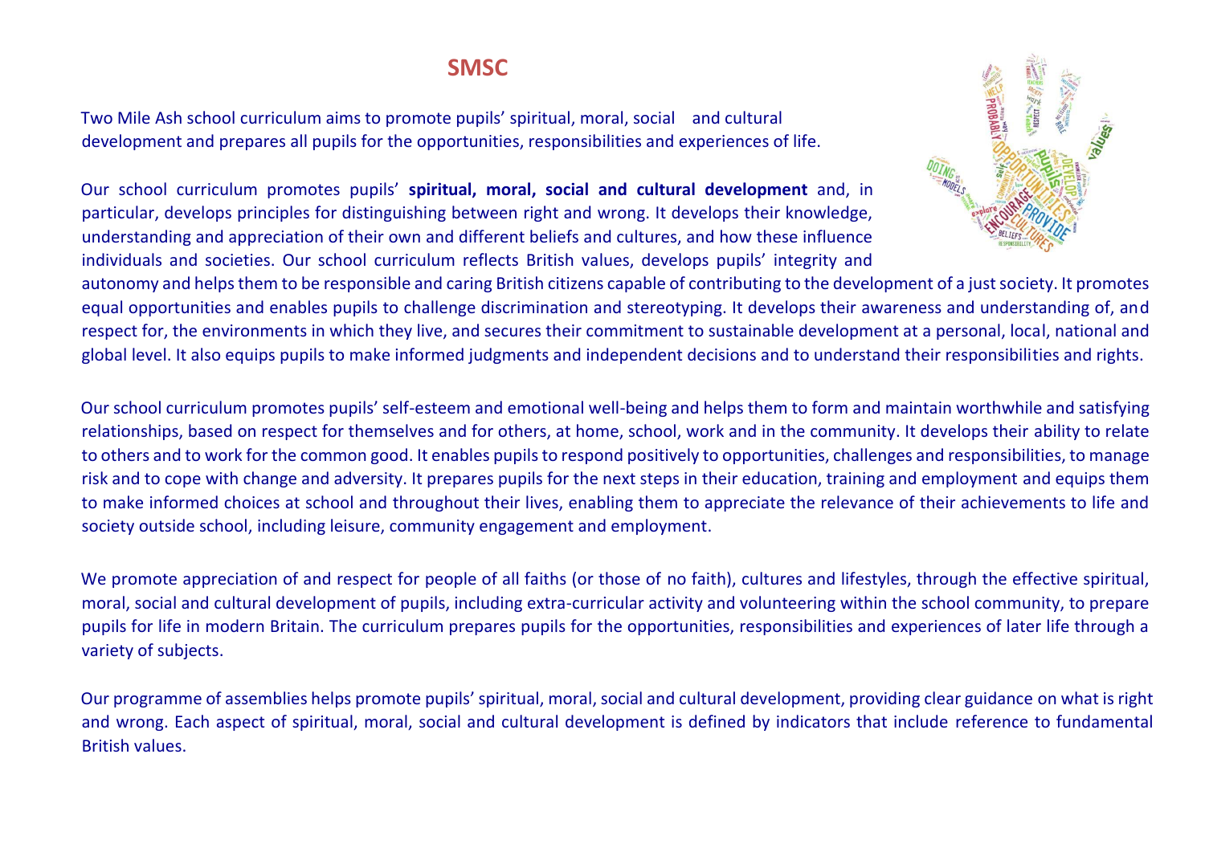# SMSC

Two Mile Ash school curriculum aims to promote pupils' spiritual, moral, social and cultural development and prepares all pupils for the opportunities, responsibilities and experiences of life.

Our school curriculum promotes pupils' **spiritual, moral, social and cultural development** and, in particular, develops principles for distinguishing between right and wrong. It develops their knowledge, understanding and appreciation of their own and different beliefs and cultures, and how these influence individuals and societies. Our school curriculum reflects British values, develops pupils' integrity and autonomy and helps them to be responsible and caring British citizens capable of contributing to the development of a just society. It promotes equal opportunities and enables pupils to challenge discrimination and stereotyping. It develops their awareness and understanding of, and respect for, the environments in which they live, and secures their commitment to sustainable development at a personal, local, national and global level. It also equips pupils to make informed judgments and independent decisions and to understand their responsibilities and rights.

Our school curriculum promotes pupils' self-esteem and emotional well-being and helps them to form and maintain worthwhile and satisfying relationships, based on respect for themselves and for others, at home, school, work and in the community. It develops their ability to relate to others and to work for the common good. It enables pupils to respond positively to opportunities, challenges and responsibilities, to manage risk and to cope with change and adversity. It prepares pupils for the next steps in their education, training and employment and equips them to make informed choices at school and throughout their lives, enabling them to appreciate the relevance of their achievements to life and society outside school, including leisure, community engagement and employment.

We promote appreciation of and respect for people of all faiths (or those of no faith), cultures and lifestyles, through the effective spiritual, moral, social and cultural development of pupils, including extra-curricular activity and volunteering within the school community, to prepare pupils for life in modern Britain. The curriculum prepares pupils for the opportunities, responsibilities and experiences of later life through a variety of subjects.

Our programme of assemblies helps promote pupils' spiritual, moral, social and cultural development, providing clear guidance on what is right and wrong. Each aspect of spiritual, moral, social and cultural development is defined by indicators that include reference to fundamental British values.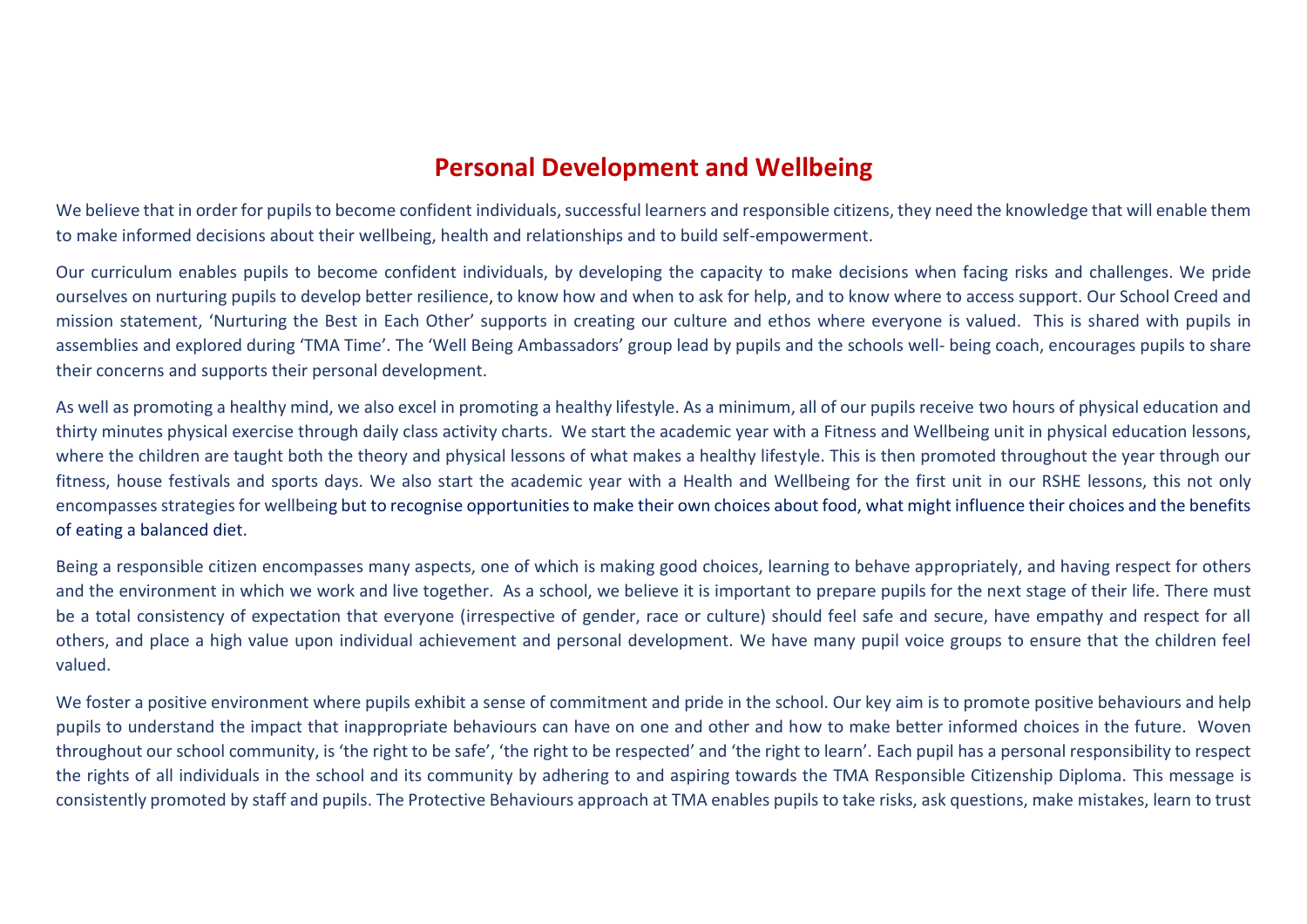# Personal Development and Wellbeing

We believe that in order for pupils to become confident individuals, successful learners and responsible citizens, they need the knowledge that will enable them to make informed decisions about their wellbeing, health and relationships and to build self-empowerment.

Our curriculum enables pupils to become confident individuals, by developing the capacity to make decisions when facing risks and challenges. We pride ourselves on nurturing pupils to develop better resilience, to know how and when to ask for help, and to know where to access support. Our School Creed and mission statement, 'Nurturing the Best in Each Other' supports in creating our culture and ethos where everyone is valued. This is shared with pupils in assemblies and explored during 'TMA Time'. The 'Well Being Ambassadors' group lead by pupils and the schools well- being coach, encourages pupils to share their concerns and supports their personal development.

As well as promoting a healthy mind, we also excel in promoting a healthy lifestyle. As a minimum, all of our pupils receive two hours of physical education and thirty minutes physical exercise through daily class activity charts. We start the academic year with a Fitness and Wellbeing unit in physical education lessons, where the children are taught both the theory and physical lessons of what makes a healthy lifestyle. This is then promoted throughout the year through our fitness, house festivals and sports days. We also start the academic year with a Health and Wellbeing for the first unit in our RSHE lessons, this not only encompasses strategies for wellbeing but to recognise opportunities to make their own choices about food, what might influence their choices and the benefits of eating a balanced diet.

Being a responsible citizen encompasses many aspects, one of which is making good choices, learning to behave appropriately, and having respect for others and the environment in which we work and live together. As a school, we believe it is important to prepare pupils for the next stage of their life. There must be a total consistency of expectation that everyone (irrespective of gender, race or culture) should feel safe and secure, have empathy and respect for all others, and place a high value upon individual achievement and personal development. We have many pupil voice groups to ensure that the children feel valued.

We foster a positive environment where pupils exhibit a sense of commitment and pride in the school. Our key aim is to promote positive behaviours and help pupils to understand the impact that inappropriate behaviours can have on one and other and how to make better informed choices in the future. Woven throughout our school community, is 'the right to be safe', 'the right to be respected' and 'the right to learn'. Each pupil has a personal responsibility to respect the rights of all individuals in the school and its community by adhering to and aspiring towards the TMA Responsible Citizenship Diploma. This message is consistently promoted by staff and pupils. The Protective Behaviours approach at TMA enables pupils to take risks, ask questions, make mistakes, learn to trust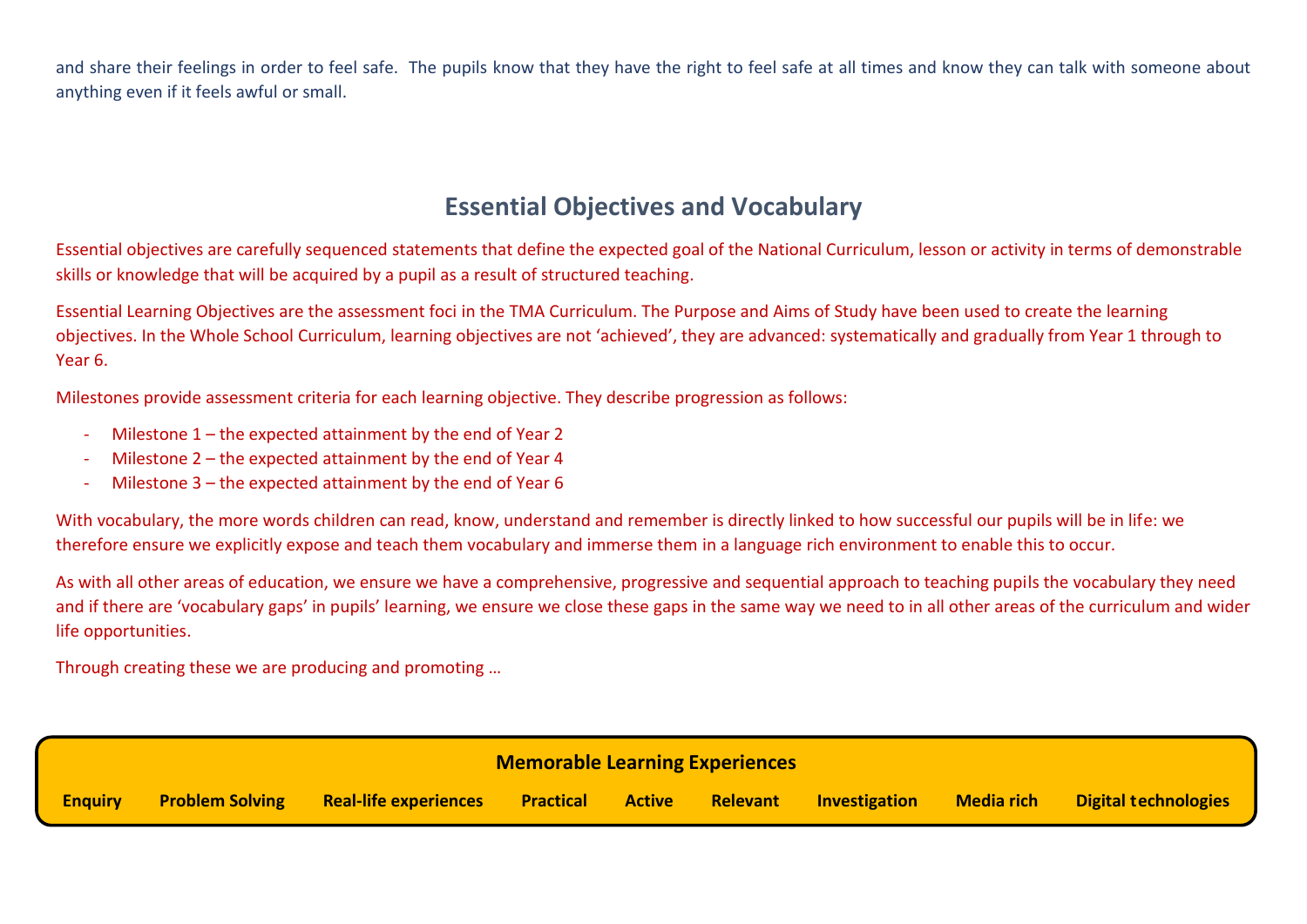and share their feelings in order to feel safe. The pupils know that they have the right to feel safe at all times and know they can talk with someone about anything even if it feels awful or small.

## Essential Objectives and Vocabulary

Essential objectives are carefully sequenced statements that define the expected goal of the National Curriculum, lesson or activity in terms of demonstrable skills or knowledge that will be acquired by a pupil as a result of structured teaching.

Essential Learning Objectives are the assessment foci in the TMA Curriculum. The Purpose and Aims of Study have been used to create the learning objectives. In the Whole School Curriculum, learning objectives are not 'achieved', they are advanced: systematically and gradually from Year 1 through to Year 6.

Milestones provide assessment criteria for each learning objective. They describe progression as follows:

- Milestone 1 – the expected attainment by the end of Year 2
- Milestone 2 – the expected attainment by the end of Year 4
- Milestone 3 – the expected attainment by the end of Year 6

With vocabulary, the more words children can read, know, understand and remember is directly linked to how successful our pupils will be in life: we therefore ensure we explicitly expose and teach them vocabulary and immerse them in a language rich environment to enable this to occur.

As with all other areas of education, we ensure we have a comprehensive, progressive and sequential approach to teaching pupils the vocabulary they need and if there are 'vocabulary gaps' in pupils' learning, we ensure we close these gaps in the same way we need to in all other areas of the curriculum and wider life opportunities.

Through creating these we are producing and promoting …

**Memorable Learning Experiences**

**Enquiry** **Problem Solving** **Real-life experiences** **Practical** **Active** **Relevant** **Investigation** **Media rich** **Digital technologies**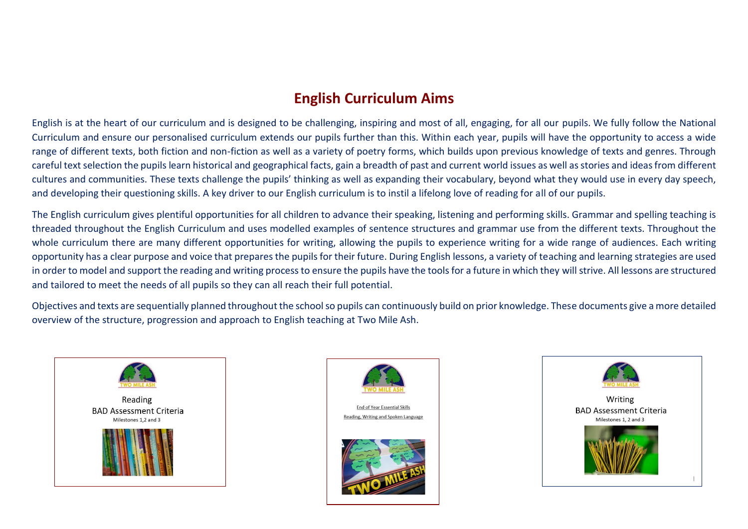# English Curriculum Aims

English is at the heart of our curriculum and is designed to be challenging, inspiring and most of all, engaging, for all our pupils. We fully follow the National Curriculum and ensure our personalised curriculum extends our pupils further than this. Within each year, pupils will have the opportunity to access a wide range of different texts, both fiction and non-fiction as well as a variety of poetry forms, which builds upon previous knowledge of texts and genres. Through careful text selection the pupils learn historical and geographical facts, gain a breadth of past and current world issues as well as stories and ideas from different cultures and communities. These texts challenge the pupils' thinking as well as expanding their vocabulary, beyond what they would use in every day speech, and developing their questioning skills. A key driver to our English curriculum is to instil a lifelong love of reading for all of our pupils.

The English curriculum gives plentiful opportunities for all children to advance their speaking, listening and performing skills. Grammar and spelling teaching is threaded throughout the English Curriculum and uses modelled examples of sentence structures and grammar use from the different texts. Throughout the whole curriculum there are many different opportunities for writing, allowing the pupils to experience writing for a wide range of audiences. Each writing opportunity has a clear purpose and voice that prepares the pupils for their future. During English lessons, a variety of teaching and learning strategies are used in order to model and support the reading and writing process to ensure the pupils have the tools for a future in which they will strive. All lessons are structured and tailored to meet the needs of all pupils so they can all reach their full potential.

Objectives and texts are sequentially planned throughout the school so pupils can continuously build on prior knowledge. These documents give a more detailed overview of the structure, progression and approach to English teaching at Two Mile Ash.

TWO MILE ASH

Reading
BAD Assessment Criteria
Milestones 1,2 and 3

TWO MILE ASH

End of Year Essential Skills
Reading, Writing and Spoken Language

TWO MILE ASH

Writing
BAD Assessment Criteria
Milestones 1, 2 and 3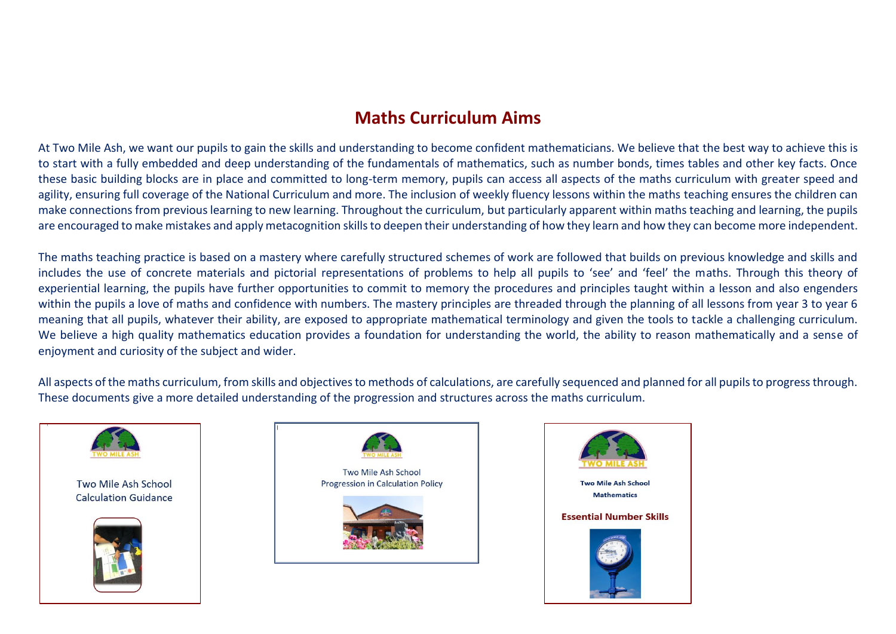# Maths Curriculum Aims

At Two Mile Ash, we want our pupils to gain the skills and understanding to become confident mathematicians. We believe that the best way to achieve this is to start with a fully embedded and deep understanding of the fundamentals of mathematics, such as number bonds, times tables and other key facts. Once these basic building blocks are in place and committed to long-term memory, pupils can access all aspects of the maths curriculum with greater speed and agility, ensuring full coverage of the National Curriculum and more. The inclusion of weekly fluency lessons within the maths teaching ensures the children can make connections from previous learning to new learning. Throughout the curriculum, but particularly apparent within maths teaching and learning, the pupils are encouraged to make mistakes and apply metacognition skills to deepen their understanding of how they learn and how they can become more independent.

The maths teaching practice is based on a mastery where carefully structured schemes of work are followed that builds on previous knowledge and skills and includes the use of concrete materials and pictorial representations of problems to help all pupils to 'see' and 'feel' the maths. Through this theory of experiential learning, the pupils have further opportunities to commit to memory the procedures and principles taught within a lesson and also engenders within the pupils a love of maths and confidence with numbers. The mastery principles are threaded through the planning of all lessons from year 3 to year 6 meaning that all pupils, whatever their ability, are exposed to appropriate mathematical terminology and given the tools to tackle a challenging curriculum. We believe a high quality mathematics education provides a foundation for understanding the world, the ability to reason mathematically and a sense of enjoyment and curiosity of the subject and wider.

All aspects of the maths curriculum, from skills and objectives to methods of calculations, are carefully sequenced and planned for all pupils to progress through. These documents give a more detailed understanding of the progression and structures across the maths curriculum.

TWO MILE ASH

Two Mile Ash School
Calculation Guidance

TWO MILE ASH

Two Mile Ash School
Progression in Calculation Policy

TWO MILE ASH

**Two Mile Ash School**
**Mathematics**

**Essential Number Skills**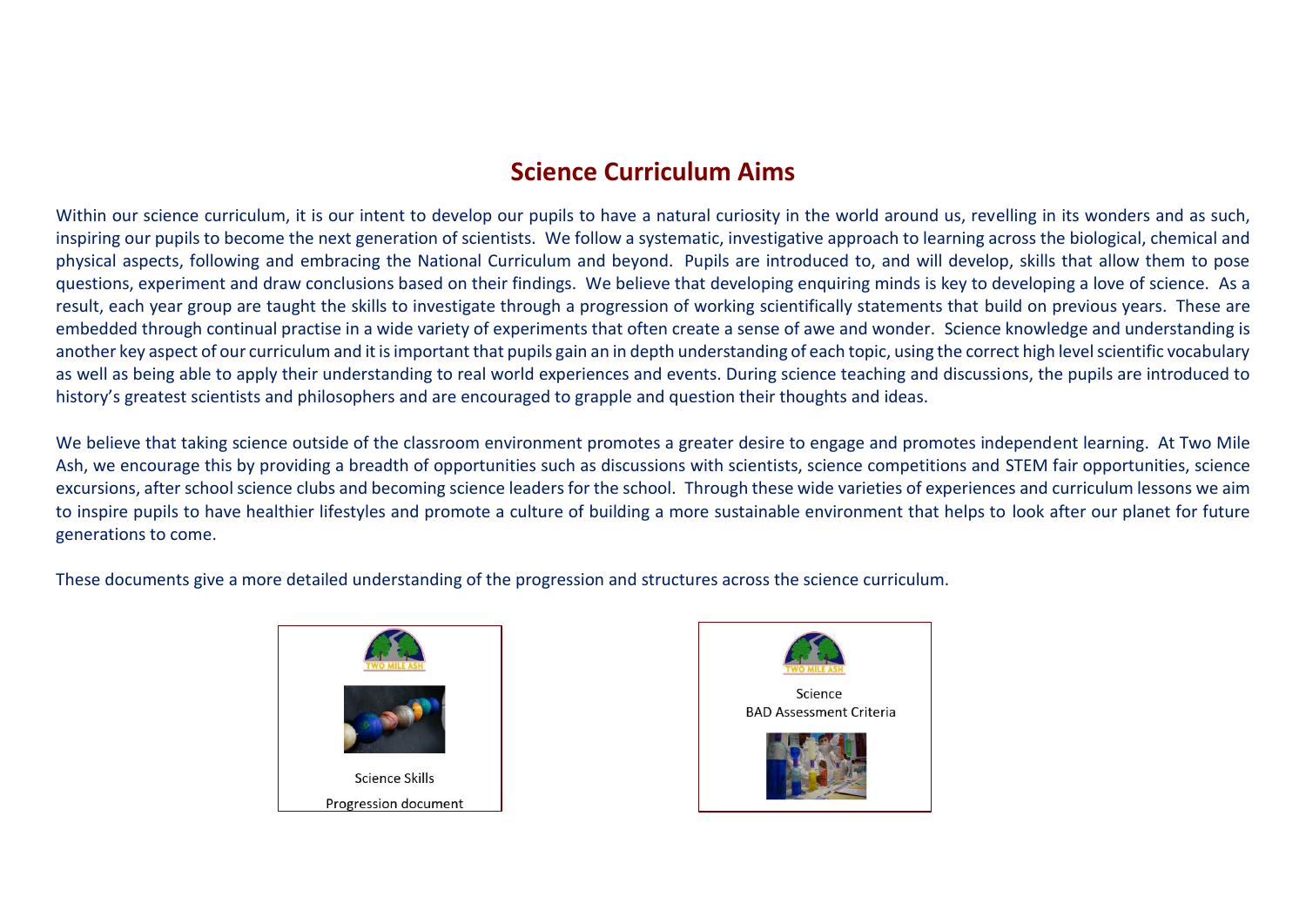# Science Curriculum Aims

Within our science curriculum, it is our intent to develop our pupils to have a natural curiosity in the world around us, revelling in its wonders and as such, inspiring our pupils to become the next generation of scientists. We follow a systematic, investigative approach to learning across the biological, chemical and physical aspects, following and embracing the National Curriculum and beyond. Pupils are introduced to, and will develop, skills that allow them to pose questions, experiment and draw conclusions based on their findings. We believe that developing enquiring minds is key to developing a love of science. As a result, each year group are taught the skills to investigate through a progression of working scientifically statements that build on previous years. These are embedded through continual practise in a wide variety of experiments that often create a sense of awe and wonder. Science knowledge and understanding is another key aspect of our curriculum and it is important that pupils gain an in depth understanding of each topic, using the correct high level scientific vocabulary as well as being able to apply their understanding to real world experiences and events. During science teaching and discussions, the pupils are introduced to history's greatest scientists and philosophers and are encouraged to grapple and question their thoughts and ideas.

We believe that taking science outside of the classroom environment promotes a greater desire to engage and promotes independent learning. At Two Mile Ash, we encourage this by providing a breadth of opportunities such as discussions with scientists, science competitions and STEM fair opportunities, science excursions, after school science clubs and becoming science leaders for the school. Through these wide varieties of experiences and curriculum lessons we aim to inspire pupils to have healthier lifestyles and promote a culture of building a more sustainable environment that helps to look after our planet for future generations to come.

These documents give a more detailed understanding of the progression and structures across the science curriculum.

TWO MILE ASH

Science Skills
Progression document

TWO MILE ASH

Science
BAD Assessment Criteria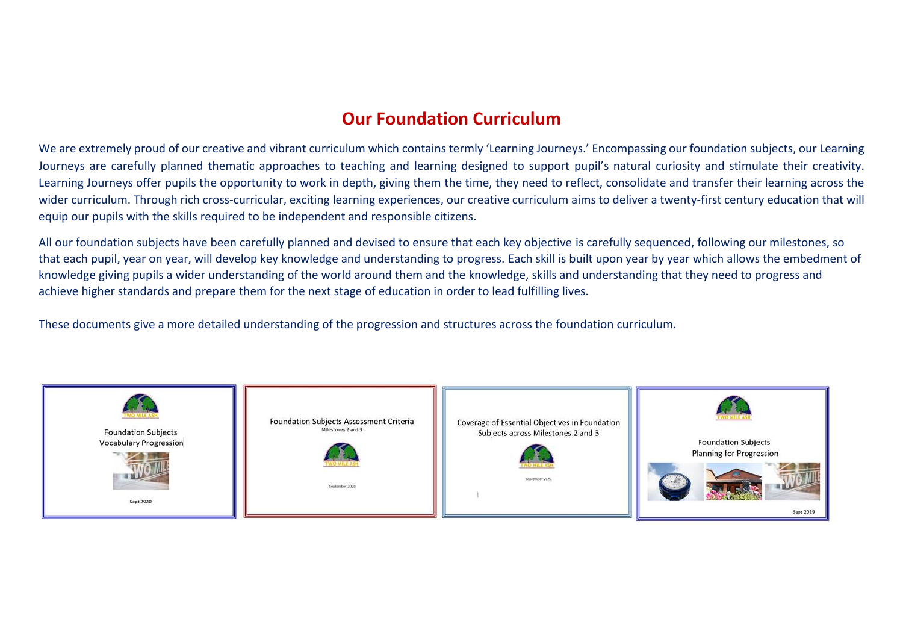# Our Foundation Curriculum

We are extremely proud of our creative and vibrant curriculum which contains termly 'Learning Journeys.' Encompassing our foundation subjects, our Learning Journeys are carefully planned thematic approaches to teaching and learning designed to support pupil's natural curiosity and stimulate their creativity. Learning Journeys offer pupils the opportunity to work in depth, giving them the time, they need to reflect, consolidate and transfer their learning across the wider curriculum. Through rich cross-curricular, exciting learning experiences, our creative curriculum aims to deliver a twenty-first century education that will equip our pupils with the skills required to be independent and responsible citizens.

All our foundation subjects have been carefully planned and devised to ensure that each key objective is carefully sequenced, following our milestones, so that each pupil, year on year, will develop key knowledge and understanding to progress. Each skill is built upon year by year which allows the embedment of knowledge giving pupils a wider understanding of the world around them and the knowledge, skills and understanding that they need to progress and achieve higher standards and prepare them for the next stage of education in order to lead fulfilling lives.

These documents give a more detailed understanding of the progression and structures across the foundation curriculum.

Foundation Subjects Vocabulary Progression

Sept 2020

Foundation Subjects Assessment Criteria

Milestones 2 and 3

September 2020

Coverage of Essential Objectives in Foundation Subjects across Milestones 2 and 3

September 2020

Foundation Subjects Planning for Progression

Sept 2019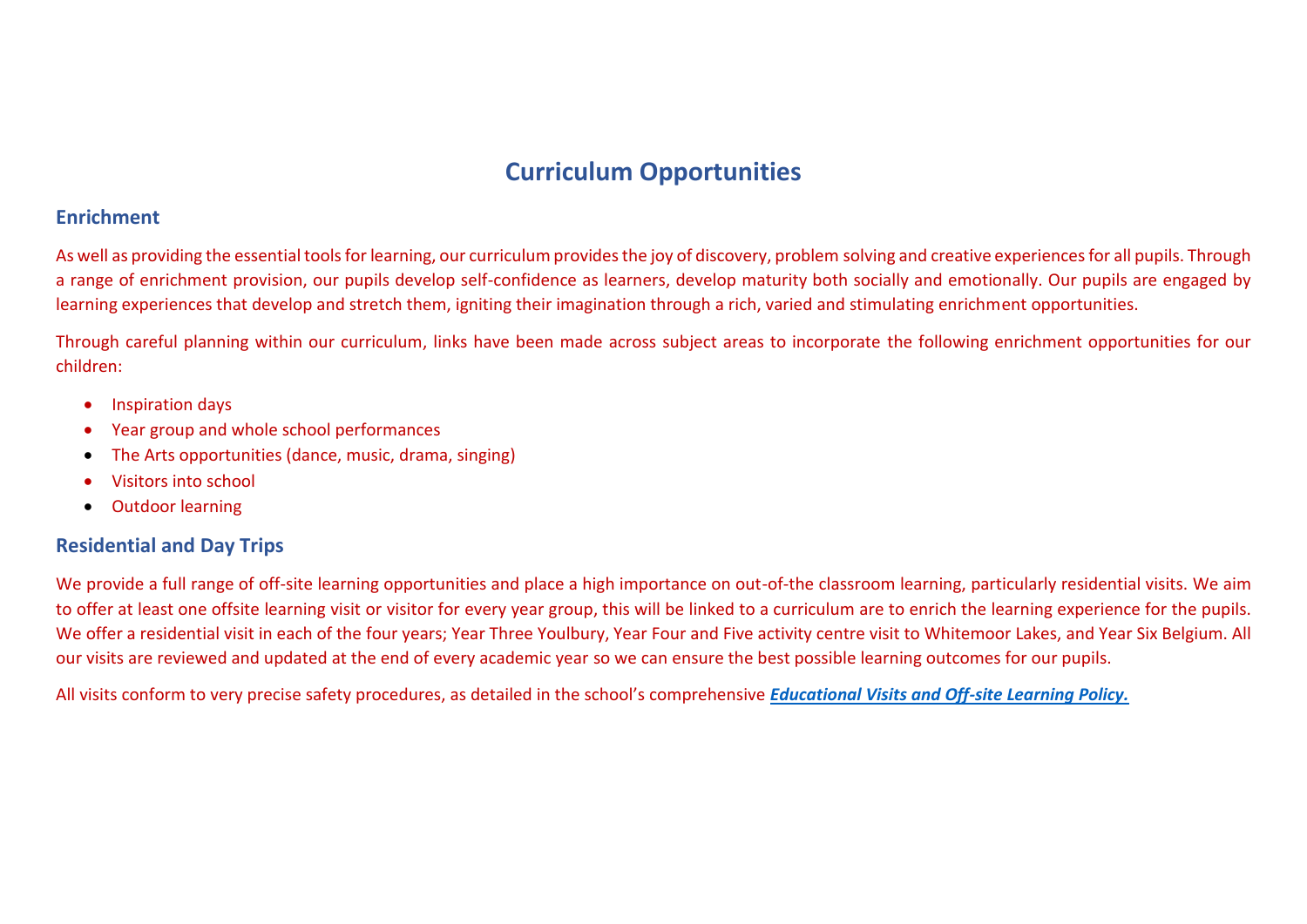# Curriculum Opportunities

## Enrichment

As well as providing the essential tools for learning, our curriculum provides the joy of discovery, problem solving and creative experiences for all pupils. Through a range of enrichment provision, our pupils develop self-confidence as learners, develop maturity both socially and emotionally. Our pupils are engaged by learning experiences that develop and stretch them, igniting their imagination through a rich, varied and stimulating enrichment opportunities.

Through careful planning within our curriculum, links have been made across subject areas to incorporate the following enrichment opportunities for our children:

- Inspiration days
- Year group and whole school performances
- The Arts opportunities (dance, music, drama, singing)
- Visitors into school
- Outdoor learning

## Residential and Day Trips

We provide a full range of off-site learning opportunities and place a high importance on out-of-the classroom learning, particularly residential visits. We aim to offer at least one offsite learning visit or visitor for every year group, this will be linked to a curriculum are to enrich the learning experience for the pupils. We offer a residential visit in each of the four years; Year Three Youlbury, Year Four and Five activity centre visit to Whitemoor Lakes, and Year Six Belgium. All our visits are reviewed and updated at the end of every academic year so we can ensure the best possible learning outcomes for our pupils.

All visits conform to very precise safety procedures, as detailed in the school's comprehensive ***Educational Visits and Off-site Learning Policy.***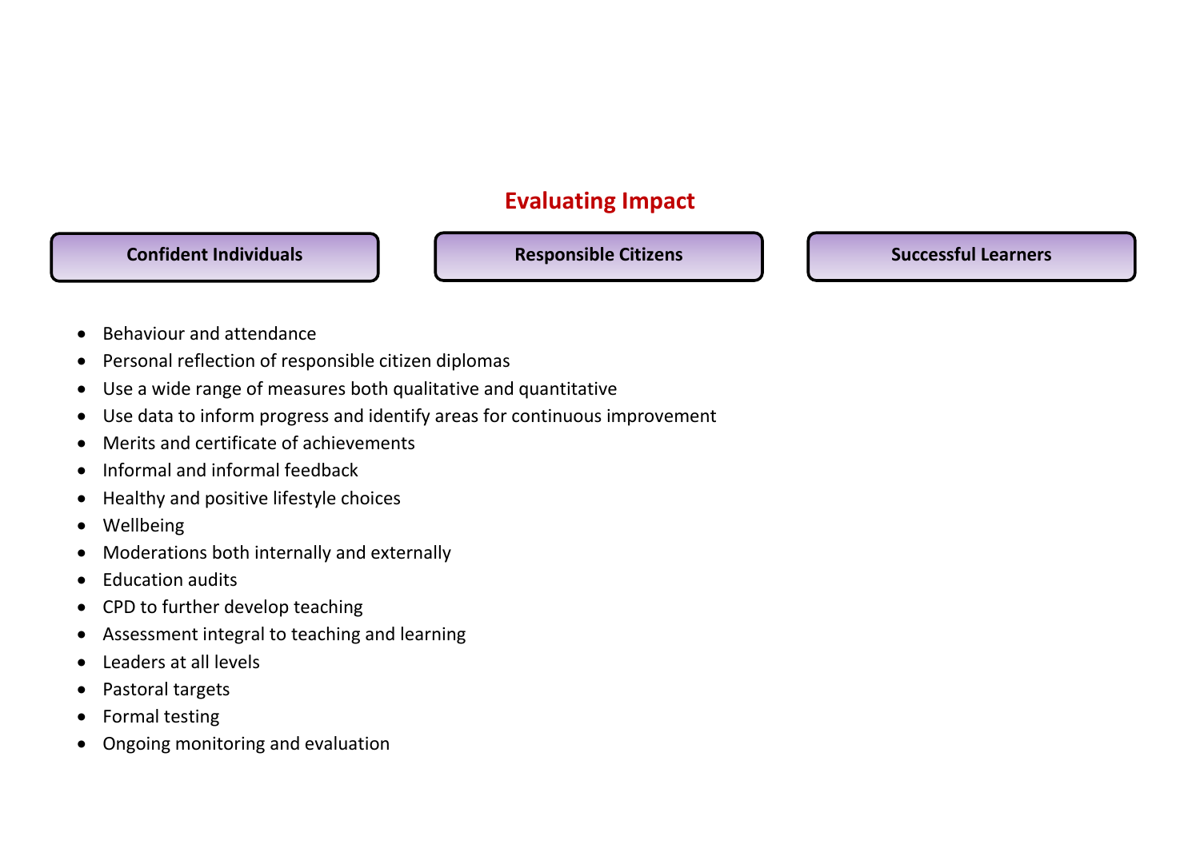## Evaluating Impact

**Confident Individuals** | **Responsible Citizens** | **Successful Learners**

- Behaviour and attendance
- Personal reflection of responsible citizen diplomas
- Use a wide range of measures both qualitative and quantitative
- Use data to inform progress and identify areas for continuous improvement
- Merits and certificate of achievements
- Informal and informal feedback
- Healthy and positive lifestyle choices
- Wellbeing
- Moderations both internally and externally
- Education audits
- CPD to further develop teaching
- Assessment integral to teaching and learning
- Leaders at all levels
- Pastoral targets
- Formal testing
- Ongoing monitoring and evaluation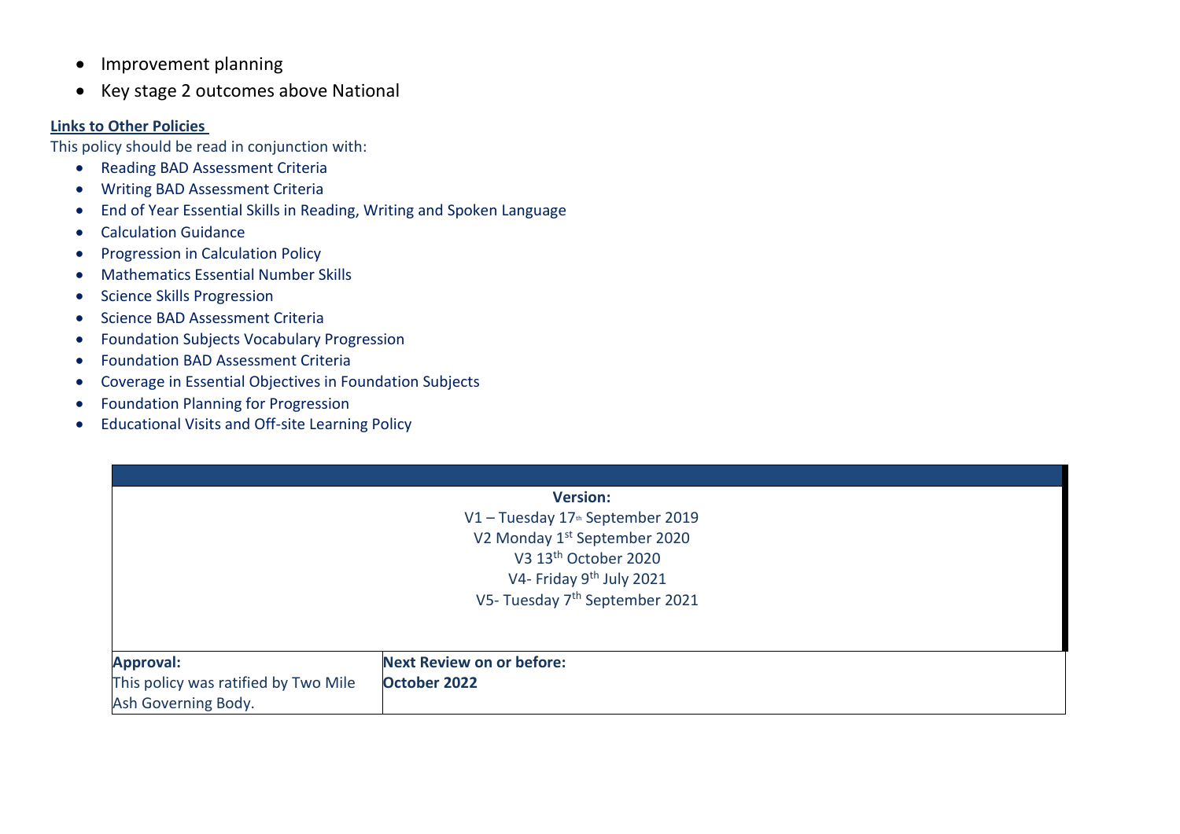- Improvement planning
- Key stage 2 outcomes above National

**Links to Other Policies**

This policy should be read in conjunction with:

- Reading BAD Assessment Criteria
- Writing BAD Assessment Criteria
- End of Year Essential Skills in Reading, Writing and Spoken Language
- Calculation Guidance
- Progression in Calculation Policy
- Mathematics Essential Number Skills
- Science Skills Progression
- Science BAD Assessment Criteria
- Foundation Subjects Vocabulary Progression
- Foundation BAD Assessment Criteria
- Coverage in Essential Objectives in Foundation Subjects
- Foundation Planning for Progression
- Educational Visits and Off-site Learning Policy

| | |
|---|---|
| **Version:**<br>V1 – Tuesday 17th September 2019<br>V2 Monday 1st September 2020<br>V3 13th October 2020<br>V4- Friday 9th July 2021<br>V5- Tuesday 7th September 2021 | |
| **Approval:**<br>This policy was ratified by Two Mile Ash Governing Body. | **Next Review on or before:**<br>**October 2022** |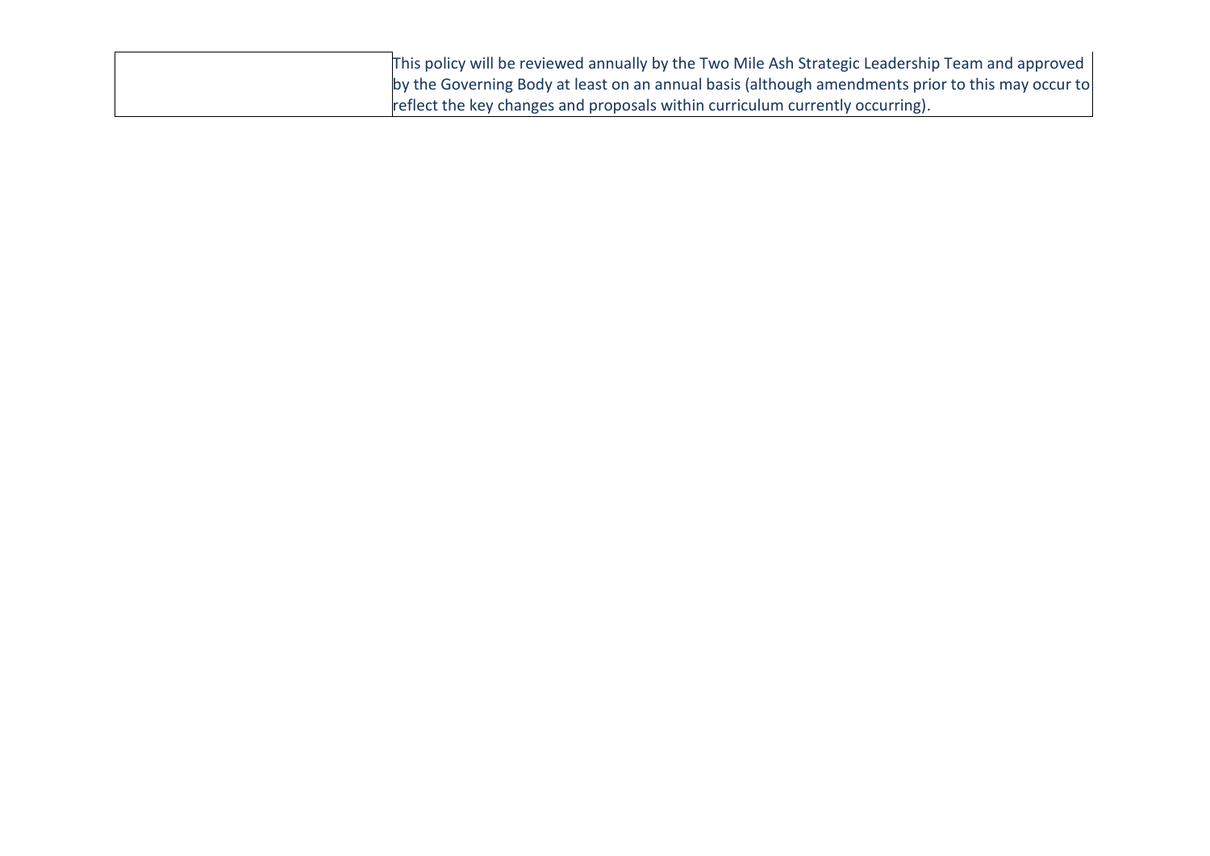| | |
|---|---|
| | This policy will be reviewed annually by the Two Mile Ash Strategic Leadership Team and approved by the Governing Body at least on an annual basis (although amendments prior to this may occur to reflect the key changes and proposals within curriculum currently occurring). |